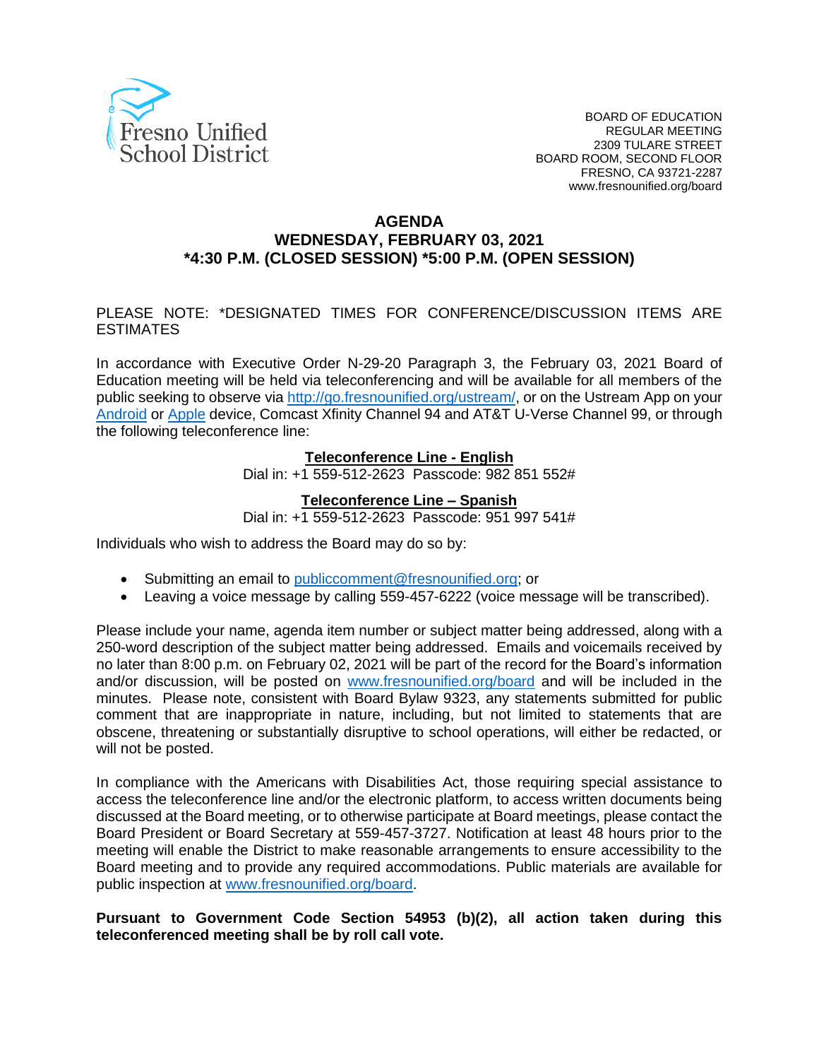Fresno Unified School District

BOARD OF EDUCATION
REGULAR MEETING
2309 TULARE STREET
BOARD ROOM, SECOND FLOOR
FRESNO, CA 93721-2287
www.fresnounified.org/board

# AGENDA
## WEDNESDAY, FEBRUARY 03, 2021
## *4:30 P.M. (CLOSED SESSION) *5:00 P.M. (OPEN SESSION)

PLEASE NOTE: *DESIGNATED TIMES FOR CONFERENCE/DISCUSSION ITEMS ARE ESTIMATES

In accordance with Executive Order N-29-20 Paragraph 3, the February 03, 2021 Board of Education meeting will be held via teleconferencing and will be available for all members of the public seeking to observe via http://go.fresnounified.org/ustream/, or on the Ustream App on your Android or Apple device, Comcast Xfinity Channel 94 and AT&T U-Verse Channel 99, or through the following teleconference line:

**Teleconference Line - English**
Dial in: +1 559-512-2623 Passcode: 982 851 552#

**Teleconference Line – Spanish**
Dial in: +1 559-512-2623 Passcode: 951 997 541#

Individuals who wish to address the Board may do so by:

- Submitting an email to publiccomment@fresnounified.org; or
- Leaving a voice message by calling 559-457-6222 (voice message will be transcribed).

Please include your name, agenda item number or subject matter being addressed, along with a 250-word description of the subject matter being addressed. Emails and voicemails received by no later than 8:00 p.m. on February 02, 2021 will be part of the record for the Board's information and/or discussion, will be posted on www.fresnounified.org/board and will be included in the minutes. Please note, consistent with Board Bylaw 9323, any statements submitted for public comment that are inappropriate in nature, including, but not limited to statements that are obscene, threatening or substantially disruptive to school operations, will either be redacted, or will not be posted.

In compliance with the Americans with Disabilities Act, those requiring special assistance to access the teleconference line and/or the electronic platform, to access written documents being discussed at the Board meeting, or to otherwise participate at Board meetings, please contact the Board President or Board Secretary at 559-457-3727. Notification at least 48 hours prior to the meeting will enable the District to make reasonable arrangements to ensure accessibility to the Board meeting and to provide any required accommodations. Public materials are available for public inspection at www.fresnounified.org/board.

**Pursuant to Government Code Section 54953 (b)(2), all action taken during this teleconferenced meeting shall be by roll call vote.**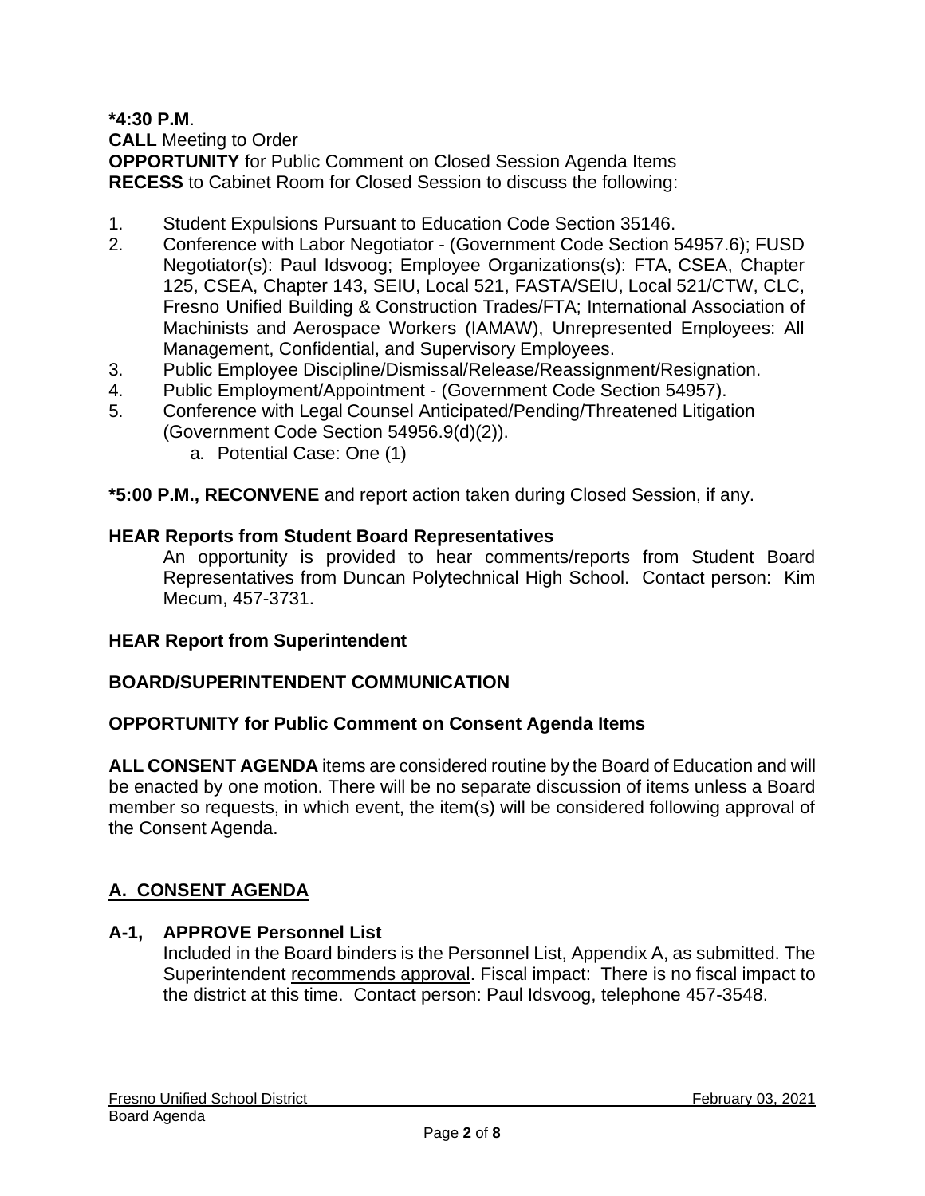**\*4:30 P.M**.

**CALL** Meeting to Order

**OPPORTUNITY** for Public Comment on Closed Session Agenda Items

**RECESS** to Cabinet Room for Closed Session to discuss the following:

1. Student Expulsions Pursuant to Education Code Section 35146.
2. Conference with Labor Negotiator - (Government Code Section 54957.6); FUSD Negotiator(s): Paul Idsvoog; Employee Organizations(s): FTA, CSEA, Chapter 125, CSEA, Chapter 143, SEIU, Local 521, FASTA/SEIU, Local 521/CTW, CLC, Fresno Unified Building & Construction Trades/FTA; International Association of Machinists and Aerospace Workers (IAMAW), Unrepresented Employees: All Management, Confidential, and Supervisory Employees.
3. Public Employee Discipline/Dismissal/Release/Reassignment/Resignation.
4. Public Employment/Appointment - (Government Code Section 54957).
5. Conference with Legal Counsel Anticipated/Pending/Threatened Litigation (Government Code Section 54956.9(d)(2)).
   a. Potential Case: One (1)

**\*5:00 P.M., RECONVENE** and report action taken during Closed Session, if any.

**HEAR Reports from Student Board Representatives**

An opportunity is provided to hear comments/reports from Student Board Representatives from Duncan Polytechnical High School. Contact person: Kim Mecum, 457-3731.

**HEAR Report from Superintendent**

**BOARD/SUPERINTENDENT COMMUNICATION**

**OPPORTUNITY for Public Comment on Consent Agenda Items**

**ALL CONSENT AGENDA** items are considered routine by the Board of Education and will be enacted by one motion. There will be no separate discussion of items unless a Board member so requests, in which event, the item(s) will be considered following approval of the Consent Agenda.

## A. CONSENT AGENDA

**A-1, APPROVE Personnel List**

Included in the Board binders is the Personnel List, Appendix A, as submitted. The Superintendent recommends approval. Fiscal impact: There is no fiscal impact to the district at this time. Contact person: Paul Idsvoog, telephone 457-3548.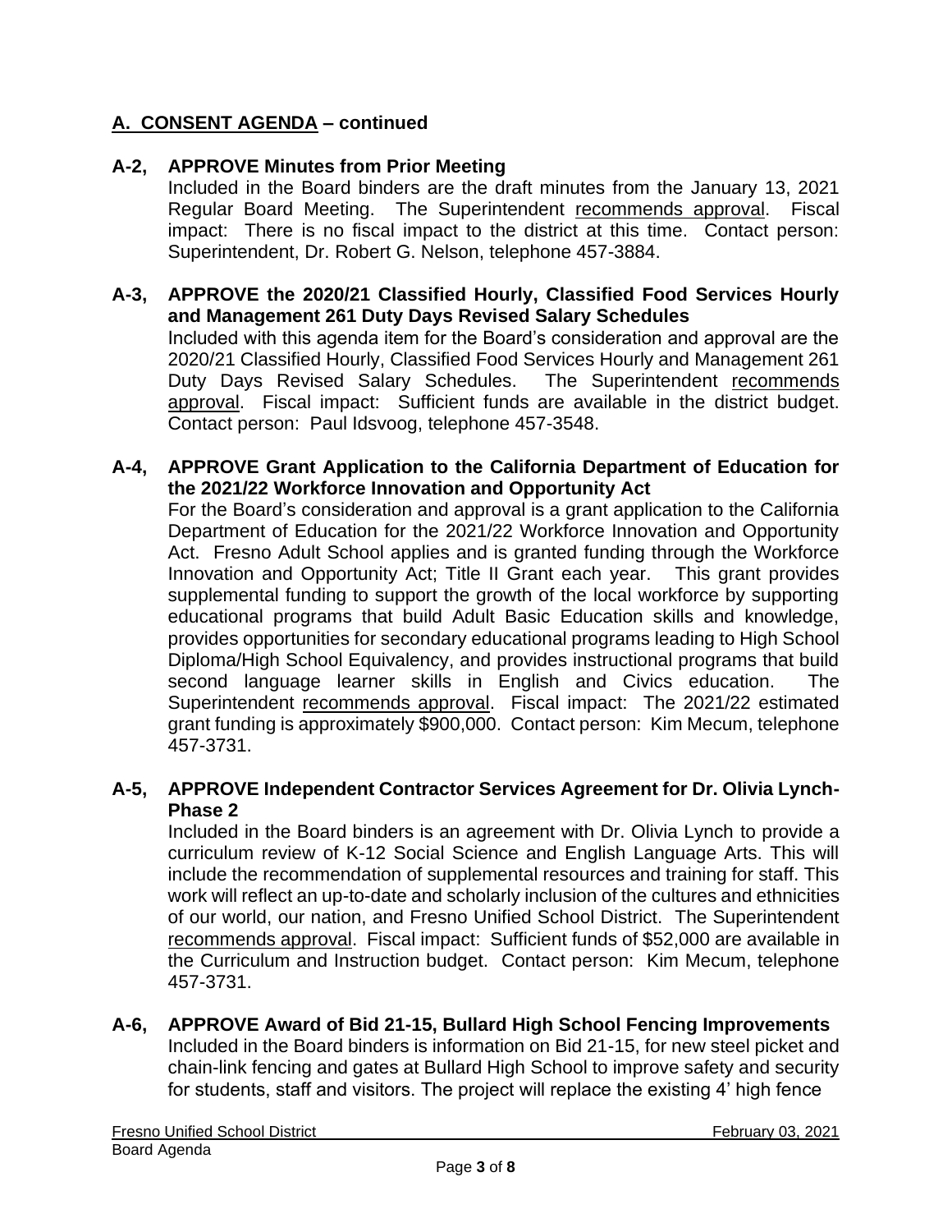## A. CONSENT AGENDA – continued

### A-2, APPROVE Minutes from Prior Meeting

Included in the Board binders are the draft minutes from the January 13, 2021 Regular Board Meeting. The Superintendent recommends approval. Fiscal impact: There is no fiscal impact to the district at this time. Contact person: Superintendent, Dr. Robert G. Nelson, telephone 457-3884.

### A-3, APPROVE the 2020/21 Classified Hourly, Classified Food Services Hourly and Management 261 Duty Days Revised Salary Schedules

Included with this agenda item for the Board's consideration and approval are the 2020/21 Classified Hourly, Classified Food Services Hourly and Management 261 Duty Days Revised Salary Schedules. The Superintendent recommends approval. Fiscal impact: Sufficient funds are available in the district budget. Contact person: Paul Idsvoog, telephone 457-3548.

### A-4, APPROVE Grant Application to the California Department of Education for the 2021/22 Workforce Innovation and Opportunity Act

For the Board's consideration and approval is a grant application to the California Department of Education for the 2021/22 Workforce Innovation and Opportunity Act. Fresno Adult School applies and is granted funding through the Workforce Innovation and Opportunity Act; Title II Grant each year. This grant provides supplemental funding to support the growth of the local workforce by supporting educational programs that build Adult Basic Education skills and knowledge, provides opportunities for secondary educational programs leading to High School Diploma/High School Equivalency, and provides instructional programs that build second language learner skills in English and Civics education. The Superintendent recommends approval. Fiscal impact: The 2021/22 estimated grant funding is approximately $900,000. Contact person: Kim Mecum, telephone 457-3731.

### A-5, APPROVE Independent Contractor Services Agreement for Dr. Olivia Lynch-Phase 2

Included in the Board binders is an agreement with Dr. Olivia Lynch to provide a curriculum review of K-12 Social Science and English Language Arts. This will include the recommendation of supplemental resources and training for staff. This work will reflect an up-to-date and scholarly inclusion of the cultures and ethnicities of our world, our nation, and Fresno Unified School District. The Superintendent recommends approval. Fiscal impact: Sufficient funds of $52,000 are available in the Curriculum and Instruction budget. Contact person: Kim Mecum, telephone 457-3731.

### A-6, APPROVE Award of Bid 21-15, Bullard High School Fencing Improvements

Included in the Board binders is information on Bid 21-15, for new steel picket and chain-link fencing and gates at Bullard High School to improve safety and security for students, staff and visitors. The project will replace the existing 4' high fence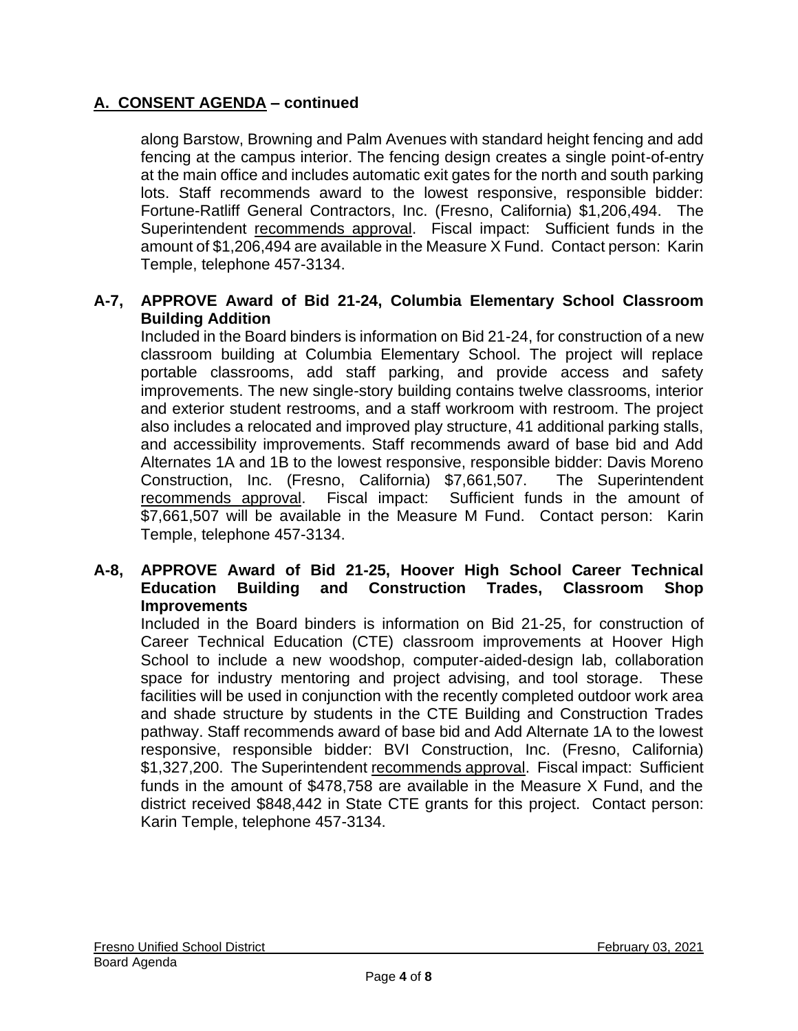## A. CONSENT AGENDA – continued

along Barstow, Browning and Palm Avenues with standard height fencing and add fencing at the campus interior. The fencing design creates a single point-of-entry at the main office and includes automatic exit gates for the north and south parking lots. Staff recommends award to the lowest responsive, responsible bidder: Fortune-Ratliff General Contractors, Inc. (Fresno, California) $1,206,494. The Superintendent recommends approval. Fiscal impact: Sufficient funds in the amount of $1,206,494 are available in the Measure X Fund. Contact person: Karin Temple, telephone 457-3134.

**A-7, APPROVE Award of Bid 21-24, Columbia Elementary School Classroom Building Addition**

Included in the Board binders is information on Bid 21-24, for construction of a new classroom building at Columbia Elementary School. The project will replace portable classrooms, add staff parking, and provide access and safety improvements. The new single-story building contains twelve classrooms, interior and exterior student restrooms, and a staff workroom with restroom. The project also includes a relocated and improved play structure, 41 additional parking stalls, and accessibility improvements. Staff recommends award of base bid and Add Alternates 1A and 1B to the lowest responsive, responsible bidder: Davis Moreno Construction, Inc. (Fresno, California) $7,661,507. The Superintendent recommends approval. Fiscal impact: Sufficient funds in the amount of $7,661,507 will be available in the Measure M Fund. Contact person: Karin Temple, telephone 457-3134.

**A-8, APPROVE Award of Bid 21-25, Hoover High School Career Technical Education Building and Construction Trades, Classroom Shop Improvements**

Included in the Board binders is information on Bid 21-25, for construction of Career Technical Education (CTE) classroom improvements at Hoover High School to include a new woodshop, computer-aided-design lab, collaboration space for industry mentoring and project advising, and tool storage. These facilities will be used in conjunction with the recently completed outdoor work area and shade structure by students in the CTE Building and Construction Trades pathway. Staff recommends award of base bid and Add Alternate 1A to the lowest responsive, responsible bidder: BVI Construction, Inc. (Fresno, California) $1,327,200. The Superintendent recommends approval. Fiscal impact: Sufficient funds in the amount of $478,758 are available in the Measure X Fund, and the district received $848,442 in State CTE grants for this project. Contact person: Karin Temple, telephone 457-3134.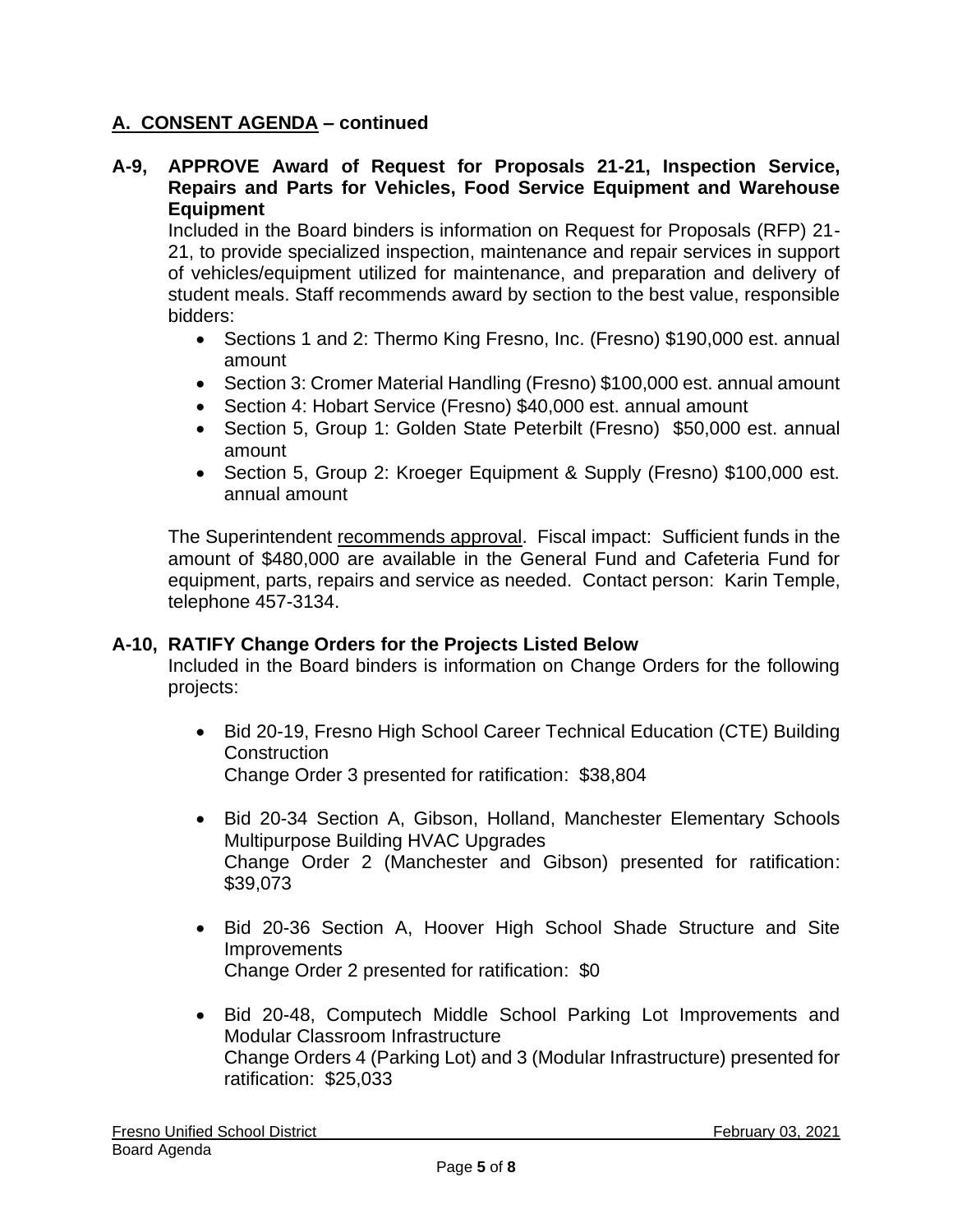## A. CONSENT AGENDA – continued

**A-9, APPROVE Award of Request for Proposals 21-21, Inspection Service, Repairs and Parts for Vehicles, Food Service Equipment and Warehouse Equipment**

Included in the Board binders is information on Request for Proposals (RFP) 21-21, to provide specialized inspection, maintenance and repair services in support of vehicles/equipment utilized for maintenance, and preparation and delivery of student meals. Staff recommends award by section to the best value, responsible bidders:

- Sections 1 and 2: Thermo King Fresno, Inc. (Fresno) $190,000 est. annual amount
- Section 3: Cromer Material Handling (Fresno) $100,000 est. annual amount
- Section 4: Hobart Service (Fresno) $40,000 est. annual amount
- Section 5, Group 1: Golden State Peterbilt (Fresno) $50,000 est. annual amount
- Section 5, Group 2: Kroeger Equipment & Supply (Fresno) $100,000 est. annual amount

The Superintendent recommends approval. Fiscal impact: Sufficient funds in the amount of $480,000 are available in the General Fund and Cafeteria Fund for equipment, parts, repairs and service as needed. Contact person: Karin Temple, telephone 457-3134.

**A-10, RATIFY Change Orders for the Projects Listed Below**

Included in the Board binders is information on Change Orders for the following projects:

- Bid 20-19, Fresno High School Career Technical Education (CTE) Building Construction
  Change Order 3 presented for ratification: $38,804

- Bid 20-34 Section A, Gibson, Holland, Manchester Elementary Schools Multipurpose Building HVAC Upgrades
  Change Order 2 (Manchester and Gibson) presented for ratification: $39,073

- Bid 20-36 Section A, Hoover High School Shade Structure and Site Improvements
  Change Order 2 presented for ratification: $0

- Bid 20-48, Computech Middle School Parking Lot Improvements and Modular Classroom Infrastructure
  Change Orders 4 (Parking Lot) and 3 (Modular Infrastructure) presented for ratification: $25,033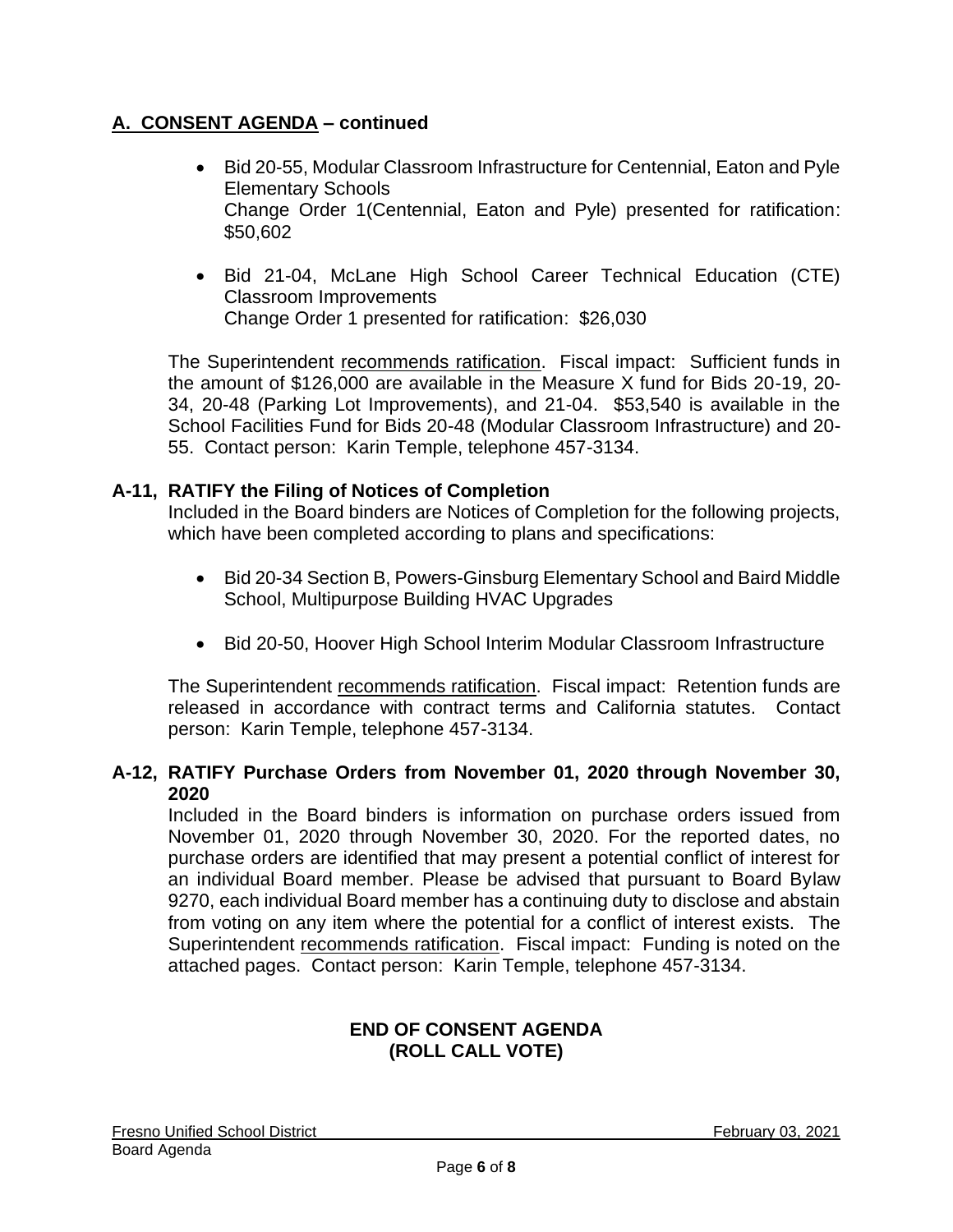## A. CONSENT AGENDA – continued

- Bid 20-55, Modular Classroom Infrastructure for Centennial, Eaton and Pyle Elementary Schools
  Change Order 1(Centennial, Eaton and Pyle) presented for ratification: $50,602

- Bid 21-04, McLane High School Career Technical Education (CTE) Classroom Improvements
  Change Order 1 presented for ratification: $26,030

The Superintendent recommends ratification. Fiscal impact: Sufficient funds in the amount of $126,000 are available in the Measure X fund for Bids 20-19, 20-34, 20-48 (Parking Lot Improvements), and 21-04. $53,540 is available in the School Facilities Fund for Bids 20-48 (Modular Classroom Infrastructure) and 20-55. Contact person: Karin Temple, telephone 457-3134.

### A-11, RATIFY the Filing of Notices of Completion

Included in the Board binders are Notices of Completion for the following projects, which have been completed according to plans and specifications:

- Bid 20-34 Section B, Powers-Ginsburg Elementary School and Baird Middle School, Multipurpose Building HVAC Upgrades

- Bid 20-50, Hoover High School Interim Modular Classroom Infrastructure

The Superintendent recommends ratification. Fiscal impact: Retention funds are released in accordance with contract terms and California statutes. Contact person: Karin Temple, telephone 457-3134.

### A-12, RATIFY Purchase Orders from November 01, 2020 through November 30, 2020

Included in the Board binders is information on purchase orders issued from November 01, 2020 through November 30, 2020. For the reported dates, no purchase orders are identified that may present a potential conflict of interest for an individual Board member. Please be advised that pursuant to Board Bylaw 9270, each individual Board member has a continuing duty to disclose and abstain from voting on any item where the potential for a conflict of interest exists. The Superintendent recommends ratification. Fiscal impact: Funding is noted on the attached pages. Contact person: Karin Temple, telephone 457-3134.

**END OF CONSENT AGENDA**
**(ROLL CALL VOTE)**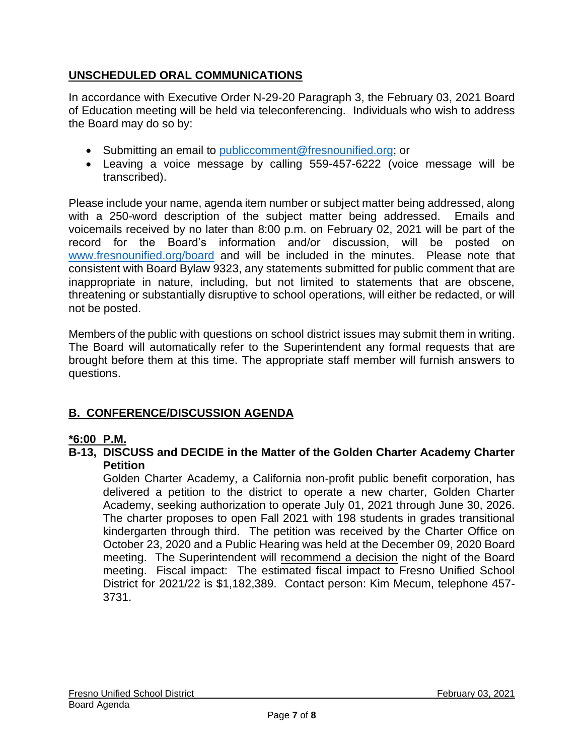## UNSCHEDULED ORAL COMMUNICATIONS

In accordance with Executive Order N-29-20 Paragraph 3, the February 03, 2021 Board of Education meeting will be held via teleconferencing. Individuals who wish to address the Board may do so by:

- Submitting an email to publiccomment@fresnounified.org; or
- Leaving a voice message by calling 559-457-6222 (voice message will be transcribed).

Please include your name, agenda item number or subject matter being addressed, along with a 250-word description of the subject matter being addressed. Emails and voicemails received by no later than 8:00 p.m. on February 02, 2021 will be part of the record for the Board's information and/or discussion, will be posted on www.fresnounified.org/board and will be included in the minutes. Please note that consistent with Board Bylaw 9323, any statements submitted for public comment that are inappropriate in nature, including, but not limited to statements that are obscene, threatening or substantially disruptive to school operations, will either be redacted, or will not be posted.

Members of the public with questions on school district issues may submit them in writing. The Board will automatically refer to the Superintendent any formal requests that are brought before them at this time. The appropriate staff member will furnish answers to questions.

## B. CONFERENCE/DISCUSSION AGENDA

**\*6:00 P.M.**

**B-13, DISCUSS and DECIDE in the Matter of the Golden Charter Academy Charter Petition**

Golden Charter Academy, a California non-profit public benefit corporation, has delivered a petition to the district to operate a new charter, Golden Charter Academy, seeking authorization to operate July 01, 2021 through June 30, 2026. The charter proposes to open Fall 2021 with 198 students in grades transitional kindergarten through third. The petition was received by the Charter Office on October 23, 2020 and a Public Hearing was held at the December 09, 2020 Board meeting. The Superintendent will recommend a decision the night of the Board meeting. Fiscal impact: The estimated fiscal impact to Fresno Unified School District for 2021/22 is $1,182,389. Contact person: Kim Mecum, telephone 457-3731.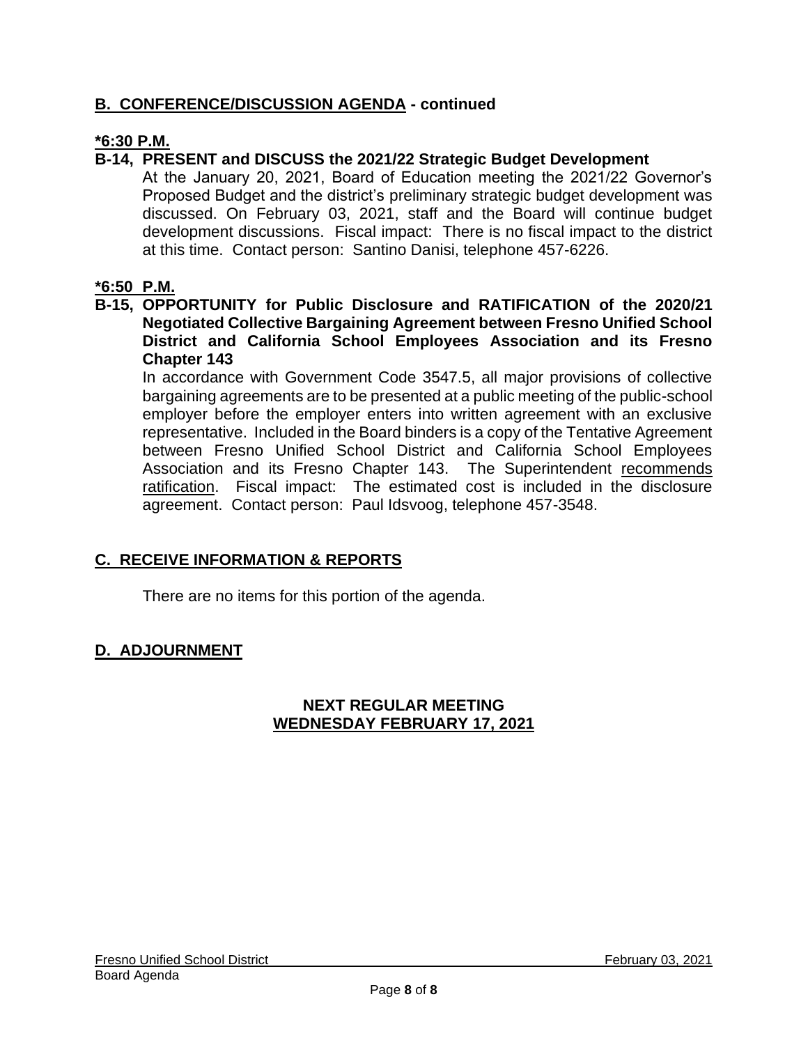## B. CONFERENCE/DISCUSSION AGENDA - continued

**\*6:30 P.M.**

**B-14, PRESENT and DISCUSS the 2021/22 Strategic Budget Development**

At the January 20, 2021, Board of Education meeting the 2021/22 Governor's Proposed Budget and the district's preliminary strategic budget development was discussed. On February 03, 2021, staff and the Board will continue budget development discussions. Fiscal impact: There is no fiscal impact to the district at this time. Contact person: Santino Danisi, telephone 457-6226.

**\*6:50 P.M.**

**B-15, OPPORTUNITY for Public Disclosure and RATIFICATION of the 2020/21 Negotiated Collective Bargaining Agreement between Fresno Unified School District and California School Employees Association and its Fresno Chapter 143**

In accordance with Government Code 3547.5, all major provisions of collective bargaining agreements are to be presented at a public meeting of the public-school employer before the employer enters into written agreement with an exclusive representative. Included in the Board binders is a copy of the Tentative Agreement between Fresno Unified School District and California School Employees Association and its Fresno Chapter 143. The Superintendent recommends ratification. Fiscal impact: The estimated cost is included in the disclosure agreement. Contact person: Paul Idsvoog, telephone 457-3548.

## C. RECEIVE INFORMATION & REPORTS

There are no items for this portion of the agenda.

## D. ADJOURNMENT

**NEXT REGULAR MEETING**
**WEDNESDAY FEBRUARY 17, 2021**